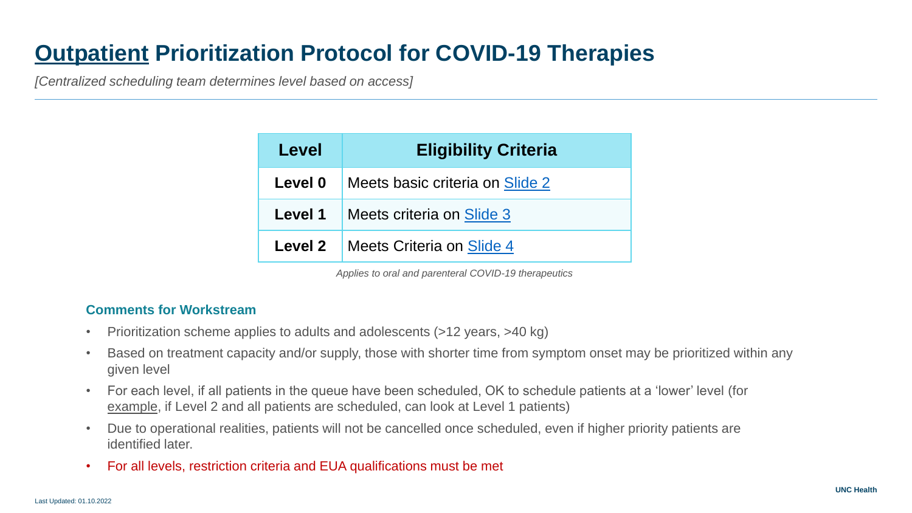# Outpatient Prioritization Protocol for COVID-19 Therapies

*[Centralized scheduling team determines level based on access]*

| Level | Eligibility Criteria |
|---|---|
| **Level 0** | Meets basic criteria on Slide 2 |
| **Level 1** | Meets criteria on Slide 3 |
| **Level 2** | Meets Criteria on Slide 4 |

*Applies to oral and parenteral COVID-19 therapeutics*

### Comments for Workstream

- Prioritization scheme applies to adults and adolescents (>12 years, >40 kg)
- Based on treatment capacity and/or supply, those with shorter time from symptom onset may be prioritized within any given level
- For each level, if all patients in the queue have been scheduled, OK to schedule patients at a 'lower' level (for example, if Level 2 and all patients are scheduled, can look at Level 1 patients)
- Due to operational realities, patients will not be cancelled once scheduled, even if higher priority patients are identified later.
- For all levels, restriction criteria and EUA qualifications must be met

Last Updated: 01.10.2022

UNC Health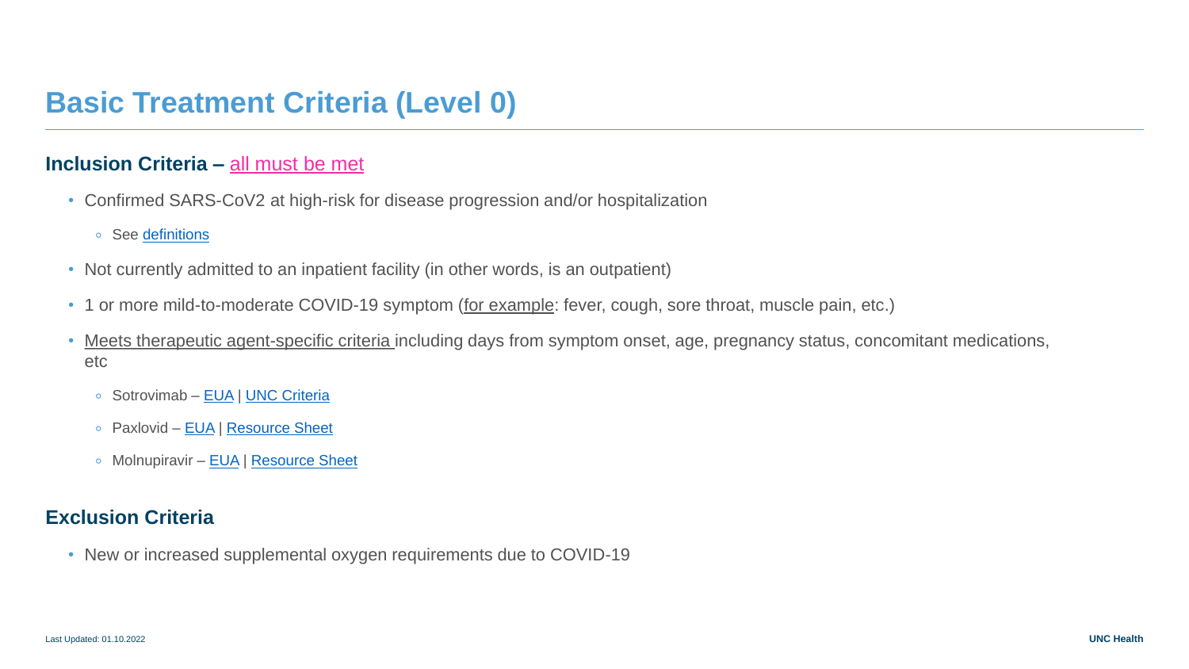# Basic Treatment Criteria (Level 0)

**Inclusion Criteria –** all must be met

- Confirmed SARS-CoV2 at high-risk for disease progression and/or hospitalization
  - See definitions
- Not currently admitted to an inpatient facility (in other words, is an outpatient)
- 1 or more mild-to-moderate COVID-19 symptom (for example: fever, cough, sore throat, muscle pain, etc.)
- Meets therapeutic agent-specific criteria including days from symptom onset, age, pregnancy status, concomitant medications, etc
  - Sotrovimab – EUA | UNC Criteria
  - Paxlovid – EUA | Resource Sheet
  - Molnupiravir – EUA | Resource Sheet

**Exclusion Criteria**

- New or increased supplemental oxygen requirements due to COVID-19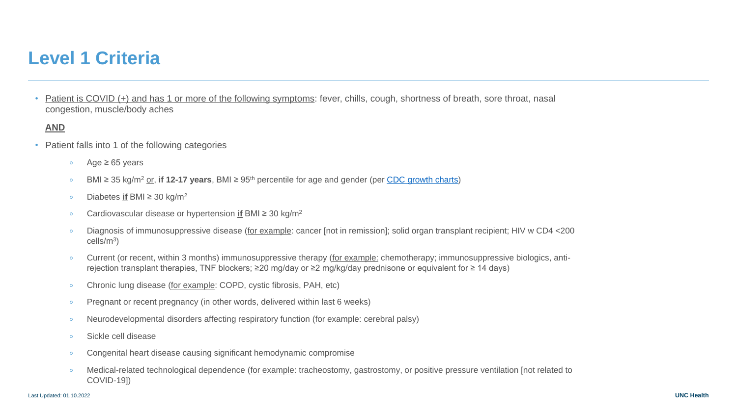# Level 1 Criteria

- Patient is COVID (+) and has 1 or more of the following symptoms: fever, chills, cough, shortness of breath, sore throat, nasal congestion, muscle/body aches

  **AND**

- Patient falls into 1 of the following categories
  - Age ≥ 65 years
  - BMI ≥ 35 kg/$m^2$ or, **if 12-17 years**, BMI ≥ $95^{th}$ percentile for age and gender (per [CDC growth charts]())
  - Diabetes **if** BMI ≥ 30 kg/$m^2$
  - Cardiovascular disease or hypertension **if** BMI ≥ 30 kg/$m^2$
  - Diagnosis of immunosuppressive disease (for example: cancer [not in remission]; solid organ transplant recipient; HIV w CD4 <200 cells/$m^3$)
  - Current (or recent, within 3 months) immunosuppressive therapy (for example: chemotherapy; immunosuppressive biologics, anti-rejection transplant therapies, TNF blockers; ≥20 mg/day or ≥2 mg/kg/day prednisone or equivalent for ≥ 14 days)
  - Chronic lung disease (for example: COPD, cystic fibrosis, PAH, etc)
  - Pregnant or recent pregnancy (in other words, delivered within last 6 weeks)
  - Neurodevelopmental disorders affecting respiratory function (for example: cerebral palsy)
  - Sickle cell disease
  - Congenital heart disease causing significant hemodynamic compromise
  - Medical-related technological dependence (for example: tracheostomy, gastrostomy, or positive pressure ventilation [not related to COVID-19])

Last Updated: 01.10.2022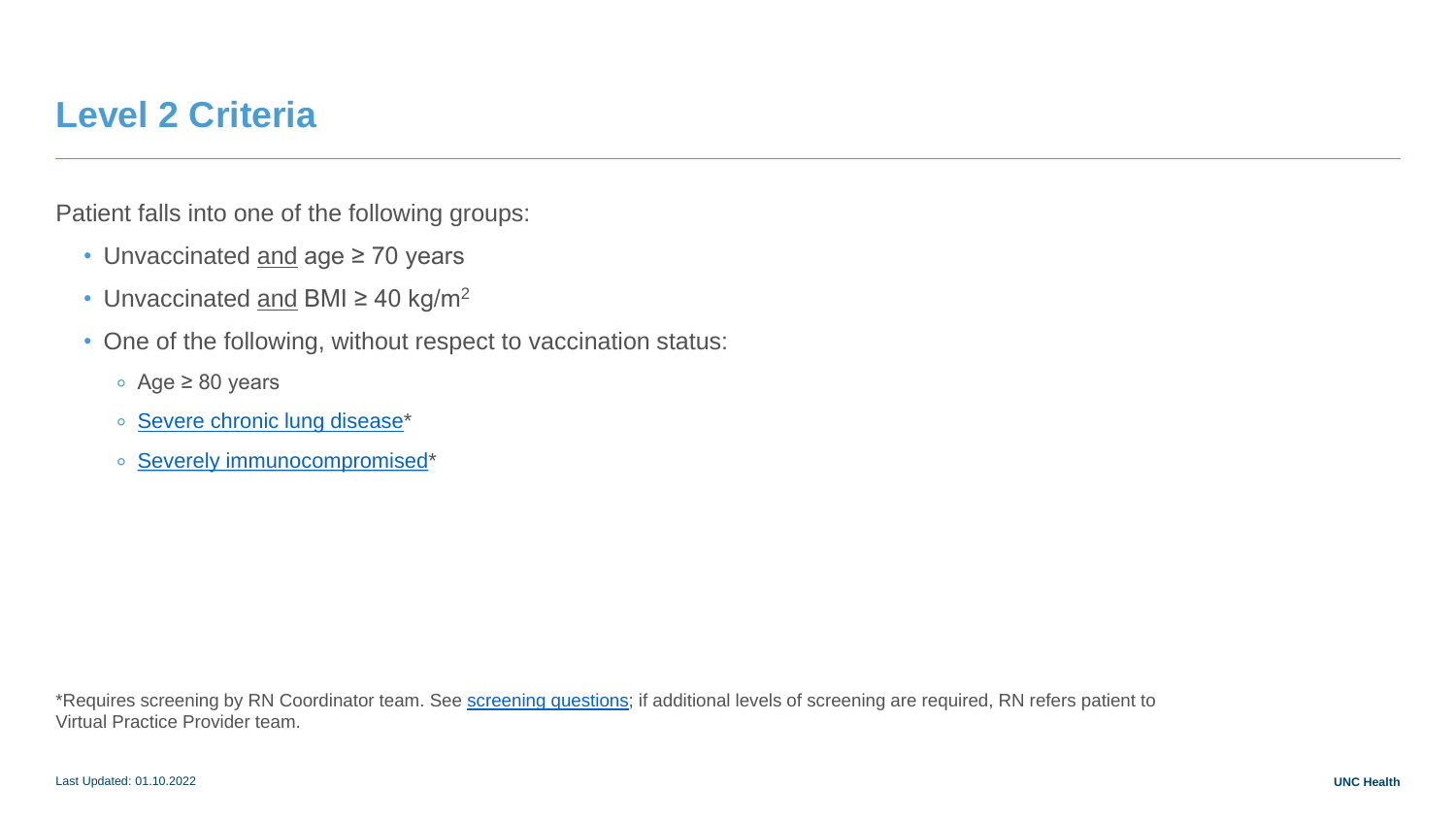# Level 2 Criteria

Patient falls into one of the following groups:

- Unvaccinated and age ≥ 70 years
- Unvaccinated and BMI ≥ 40 $kg/m^2$
- One of the following, without respect to vaccination status:
  - Age ≥ 80 years
  - Severe chronic lung disease*
  - Severely immunocompromised*

*Requires screening by RN Coordinator team. See screening questions; if additional levels of screening are required, RN refers patient to Virtual Practice Provider team.

Last Updated: 01.10.2022

UNC Health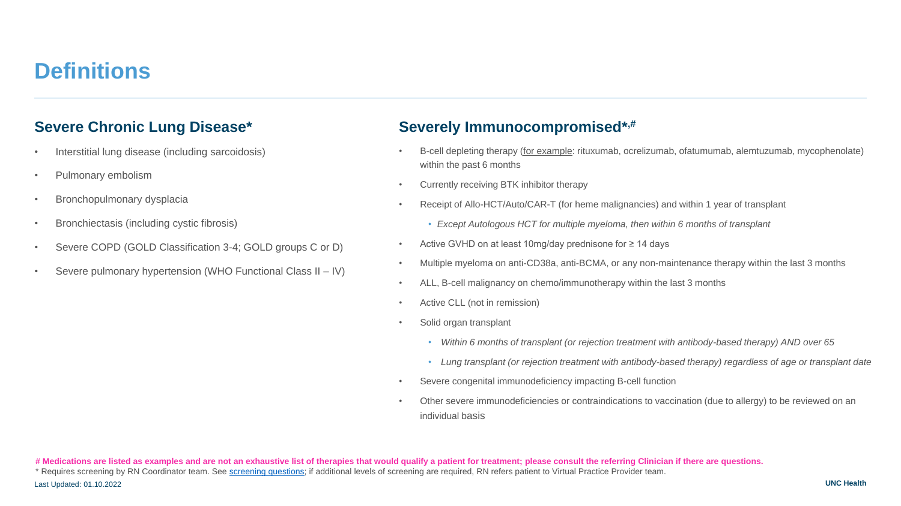# Definitions

## Severe Chronic Lung Disease*

- Interstitial lung disease (including sarcoidosis)
- Pulmonary embolism
- Bronchopulmonary dysplacia
- Bronchiectasis (including cystic fibrosis)
- Severe COPD (GOLD Classification 3-4; GOLD groups C or D)
- Severe pulmonary hypertension (WHO Functional Class II – IV)

## Severely Immunocompromised*,#

- B-cell depleting therapy (for example: rituxumab, ocrelizumab, ofatumumab, alemtuzumab, mycophenolate) within the past 6 months
- Currently receiving BTK inhibitor therapy
- Receipt of Allo-HCT/Auto/CAR-T (for heme malignancies) and within 1 year of transplant
  - *Except Autologous HCT for multiple myeloma, then within 6 months of transplant*
- Active GVHD on at least 10mg/day prednisone for ≥ 14 days
- Multiple myeloma on anti-CD38a, anti-BCMA, or any non-maintenance therapy within the last 3 months
- ALL, B-cell malignancy on chemo/immunotherapy within the last 3 months
- Active CLL (not in remission)
- Solid organ transplant
  - *Within 6 months of transplant (or rejection treatment with antibody-based therapy) AND over 65*
  - *Lung transplant (or rejection treatment with antibody-based therapy) regardless of age or transplant date*
- Severe congenital immunodeficiency impacting B-cell function
- Other severe immunodeficiencies or contraindications to vaccination (due to allergy) to be reviewed on an individual basis

**# Medications are listed as examples and are not an exhaustive list of therapies that would qualify a patient for treatment; please consult the referring Clinician if there are questions.**

* Requires screening by RN Coordinator team. See screening questions; if additional levels of screening are required, RN refers patient to Virtual Practice Provider team.

Last Updated: 01.10.2022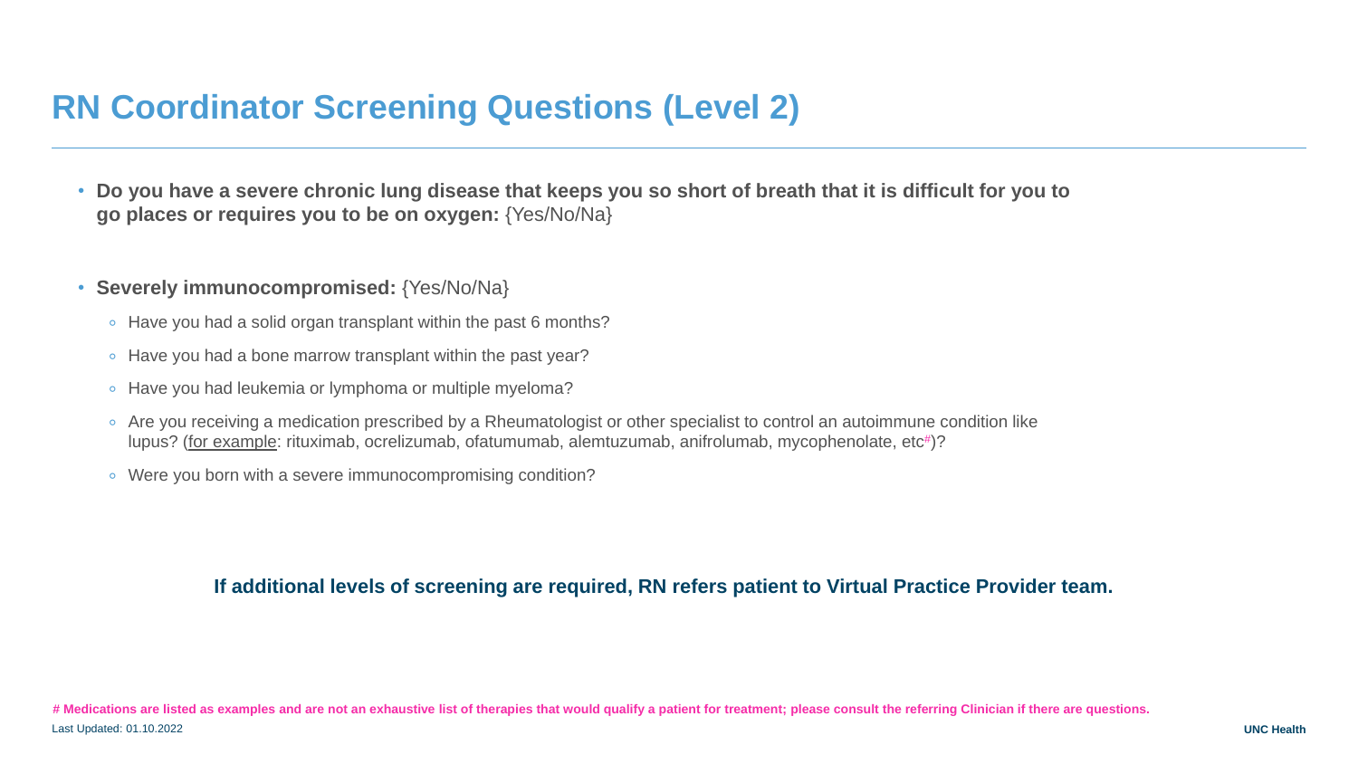# RN Coordinator Screening Questions (Level 2)

- **Do you have a severe chronic lung disease that keeps you so short of breath that it is difficult for you to go places or requires you to be on oxygen:** {Yes/No/Na}

- **Severely immunocompromised:** {Yes/No/Na}
  - Have you had a solid organ transplant within the past 6 months?
  - Have you had a bone marrow transplant within the past year?
  - Have you had leukemia or lymphoma or multiple myeloma?
  - Are you receiving a medication prescribed by a Rheumatologist or other specialist to control an autoimmune condition like lupus? (<u>for example</u>: rituximab, ocrelizumab, ofatumumab, alemtuzumab, anifrolumab, mycophenolate, etc#)?
  - Were you born with a severe immunocompromising condition?

**If additional levels of screening are required, RN refers patient to Virtual Practice Provider team.**

**# Medications are listed as examples and are not an exhaustive list of therapies that would qualify a patient for treatment; please consult the referring Clinician if there are questions.**

Last Updated: 01.10.2022

**UNC Health**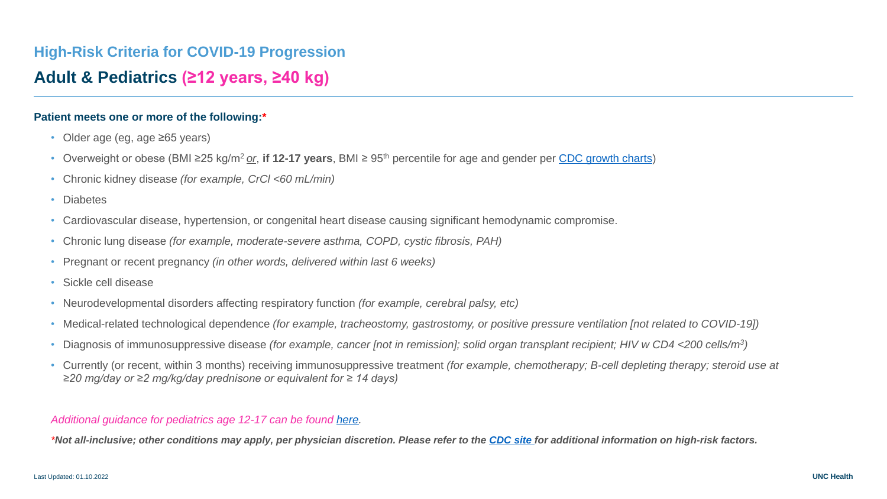## High-Risk Criteria for COVID-19 Progression

# Adult & Pediatrics (≥12 years, ≥40 kg)

**Patient meets one or more of the following:***

- Older age (eg, age ≥65 years)
- Overweight or obese (BMI ≥25 kg/$m^2$ _or_, **if 12-17 years**, BMI ≥ $95^{th}$ percentile for age and gender per [CDC growth charts](#))
- Chronic kidney disease *(for example, CrCl <60 mL/min)*
- Diabetes
- Cardiovascular disease, hypertension, or congenital heart disease causing significant hemodynamic compromise.
- Chronic lung disease *(for example, moderate-severe asthma, COPD, cystic fibrosis, PAH)*
- Pregnant or recent pregnancy *(in other words, delivered within last 6 weeks)*
- Sickle cell disease
- Neurodevelopmental disorders affecting respiratory function *(for example, cerebral palsy, etc)*
- Medical-related technological dependence *(for example, tracheostomy, gastrostomy, or positive pressure ventilation [not related to COVID-19])*
- Diagnosis of immunosuppressive disease *(for example, cancer [not in remission]; solid organ transplant recipient; HIV w CD4 <200 cells/$m^3$)*
- Currently (or recent, within 3 months) receiving immunosuppressive treatment *(for example, chemotherapy; B-cell depleting therapy; steroid use at ≥20 mg/day or ≥2 mg/kg/day prednisone or equivalent for ≥ 14 days)*

*Additional guidance for pediatrics age 12-17 can be found [here](#).*

***Not all-inclusive; other conditions may apply, per physician discretion. Please refer to the [CDC site](#) for additional information on high-risk factors.***

Last Updated: 01.10.2022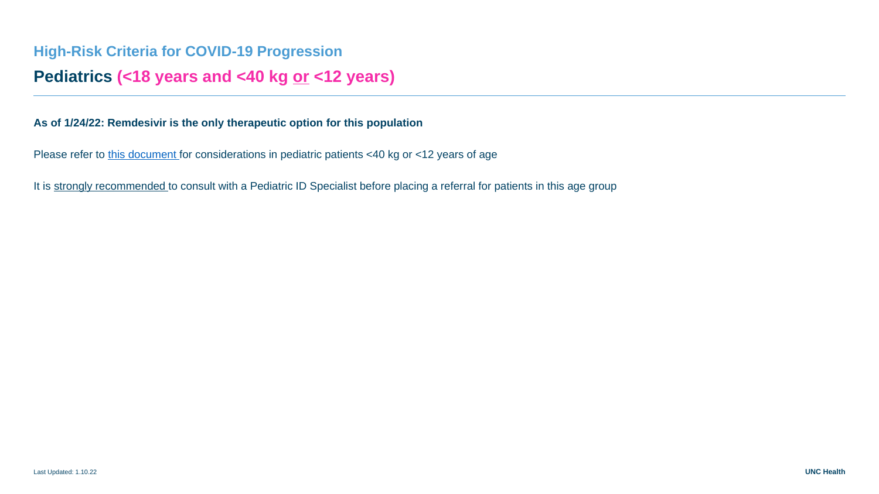## High-Risk Criteria for COVID-19 Progression

# Pediatrics (<18 years and <40 kg or <12 years)

**As of 1/24/22: Remdesivir is the only therapeutic option for this population**

Please refer to this document for considerations in pediatric patients <40 kg or <12 years of age

It is strongly recommended to consult with a Pediatric ID Specialist before placing a referral for patients in this age group

Last Updated: 1.10.22

UNC Health